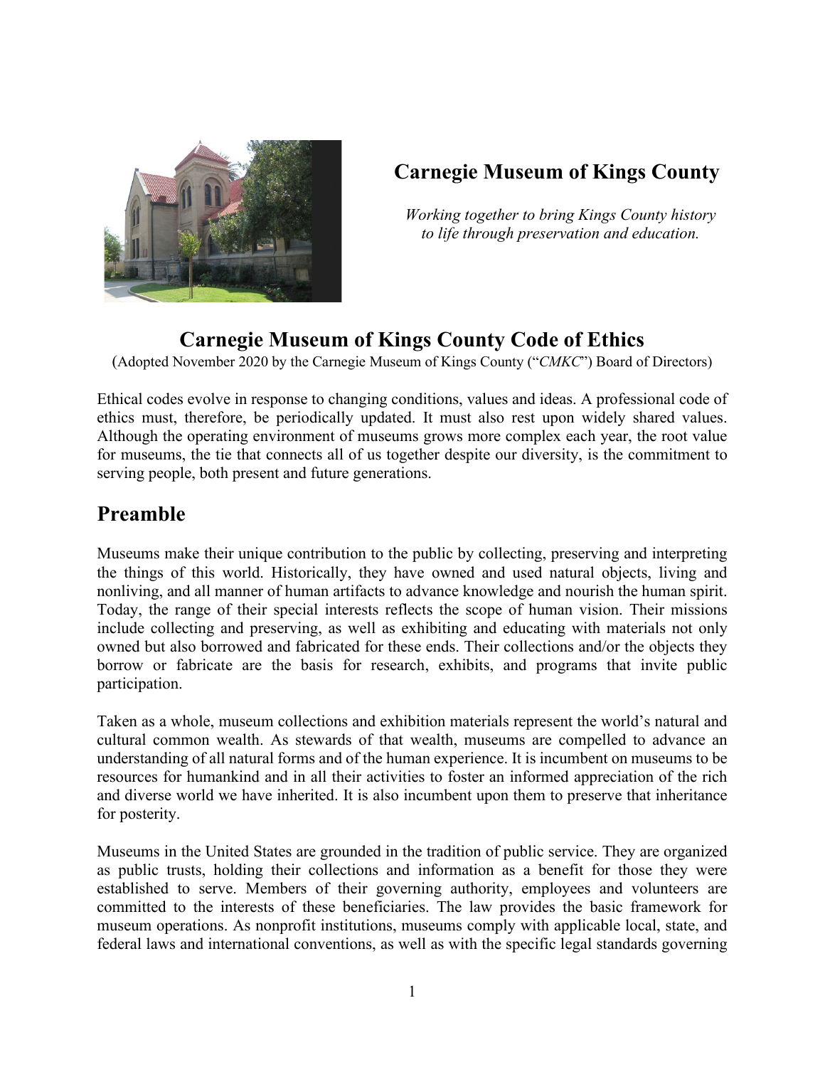# Carnegie Museum of Kings County

*Working together to bring Kings County history to life through preservation and education.*

## Carnegie Museum of Kings County Code of Ethics

(Adopted November 2020 by the Carnegie Museum of Kings County ("*CMKC*") Board of Directors)

Ethical codes evolve in response to changing conditions, values and ideas. A professional code of ethics must, therefore, be periodically updated. It must also rest upon widely shared values. Although the operating environment of museums grows more complex each year, the root value for museums, the tie that connects all of us together despite our diversity, is the commitment to serving people, both present and future generations.

## Preamble

Museums make their unique contribution to the public by collecting, preserving and interpreting the things of this world. Historically, they have owned and used natural objects, living and nonliving, and all manner of human artifacts to advance knowledge and nourish the human spirit. Today, the range of their special interests reflects the scope of human vision. Their missions include collecting and preserving, as well as exhibiting and educating with materials not only owned but also borrowed and fabricated for these ends. Their collections and/or the objects they borrow or fabricate are the basis for research, exhibits, and programs that invite public participation.

Taken as a whole, museum collections and exhibition materials represent the world's natural and cultural common wealth. As stewards of that wealth, museums are compelled to advance an understanding of all natural forms and of the human experience. It is incumbent on museums to be resources for humankind and in all their activities to foster an informed appreciation of the rich and diverse world we have inherited. It is also incumbent upon them to preserve that inheritance for posterity.

Museums in the United States are grounded in the tradition of public service. They are organized as public trusts, holding their collections and information as a benefit for those they were established to serve. Members of their governing authority, employees and volunteers are committed to the interests of these beneficiaries. The law provides the basic framework for museum operations. As nonprofit institutions, museums comply with applicable local, state, and federal laws and international conventions, as well as with the specific legal standards governing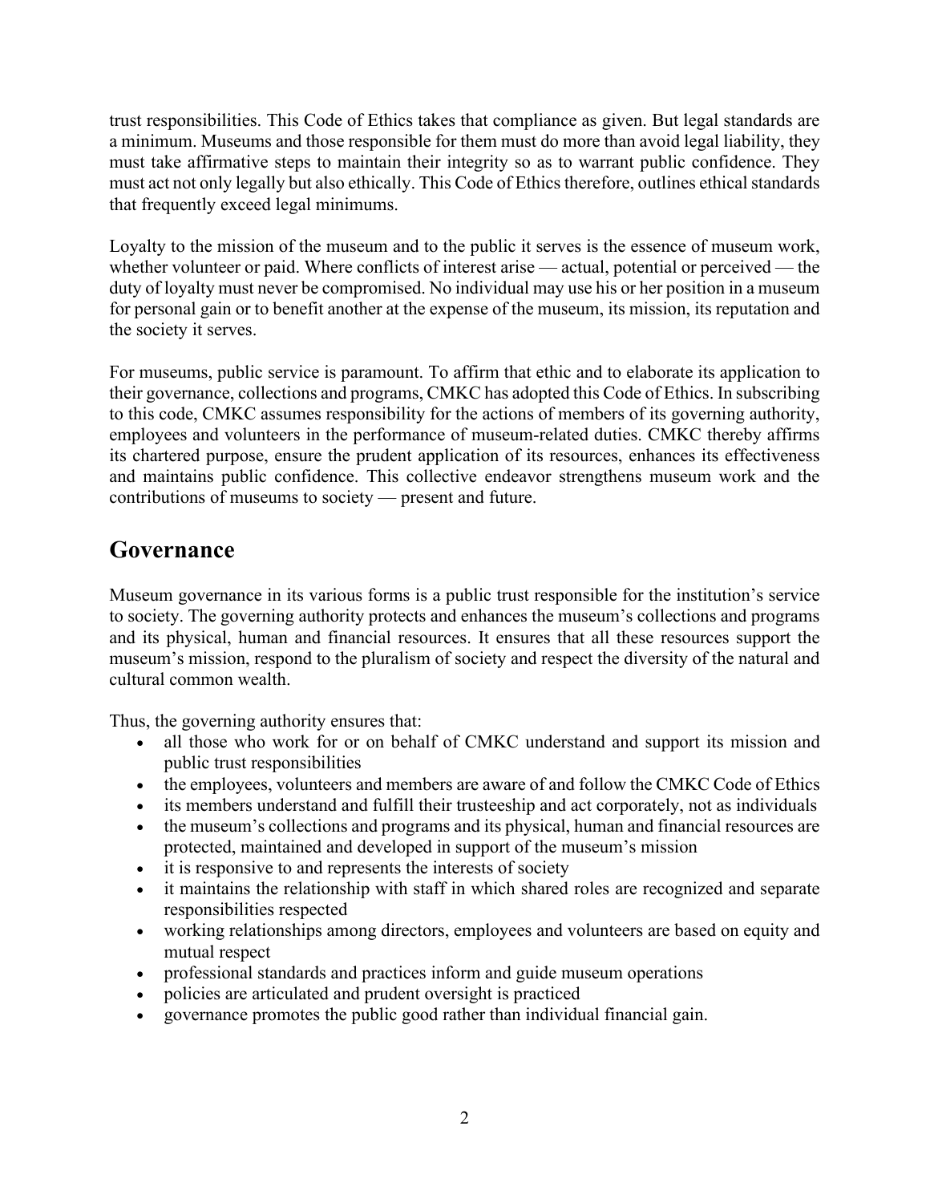trust responsibilities. This Code of Ethics takes that compliance as given. But legal standards are a minimum. Museums and those responsible for them must do more than avoid legal liability, they must take affirmative steps to maintain their integrity so as to warrant public confidence. They must act not only legally but also ethically. This Code of Ethics therefore, outlines ethical standards that frequently exceed legal minimums.

Loyalty to the mission of the museum and to the public it serves is the essence of museum work, whether volunteer or paid. Where conflicts of interest arise — actual, potential or perceived — the duty of loyalty must never be compromised. No individual may use his or her position in a museum for personal gain or to benefit another at the expense of the museum, its mission, its reputation and the society it serves.

For museums, public service is paramount. To affirm that ethic and to elaborate its application to their governance, collections and programs, CMKC has adopted this Code of Ethics. In subscribing to this code, CMKC assumes responsibility for the actions of members of its governing authority, employees and volunteers in the performance of museum-related duties. CMKC thereby affirms its chartered purpose, ensure the prudent application of its resources, enhances its effectiveness and maintains public confidence. This collective endeavor strengthens museum work and the contributions of museums to society — present and future.

## Governance

Museum governance in its various forms is a public trust responsible for the institution's service to society. The governing authority protects and enhances the museum's collections and programs and its physical, human and financial resources. It ensures that all these resources support the museum's mission, respond to the pluralism of society and respect the diversity of the natural and cultural common wealth.

Thus, the governing authority ensures that:

- all those who work for or on behalf of CMKC understand and support its mission and public trust responsibilities
- the employees, volunteers and members are aware of and follow the CMKC Code of Ethics
- its members understand and fulfill their trusteeship and act corporately, not as individuals
- the museum's collections and programs and its physical, human and financial resources are protected, maintained and developed in support of the museum's mission
- it is responsive to and represents the interests of society
- it maintains the relationship with staff in which shared roles are recognized and separate responsibilities respected
- working relationships among directors, employees and volunteers are based on equity and mutual respect
- professional standards and practices inform and guide museum operations
- policies are articulated and prudent oversight is practiced
- governance promotes the public good rather than individual financial gain.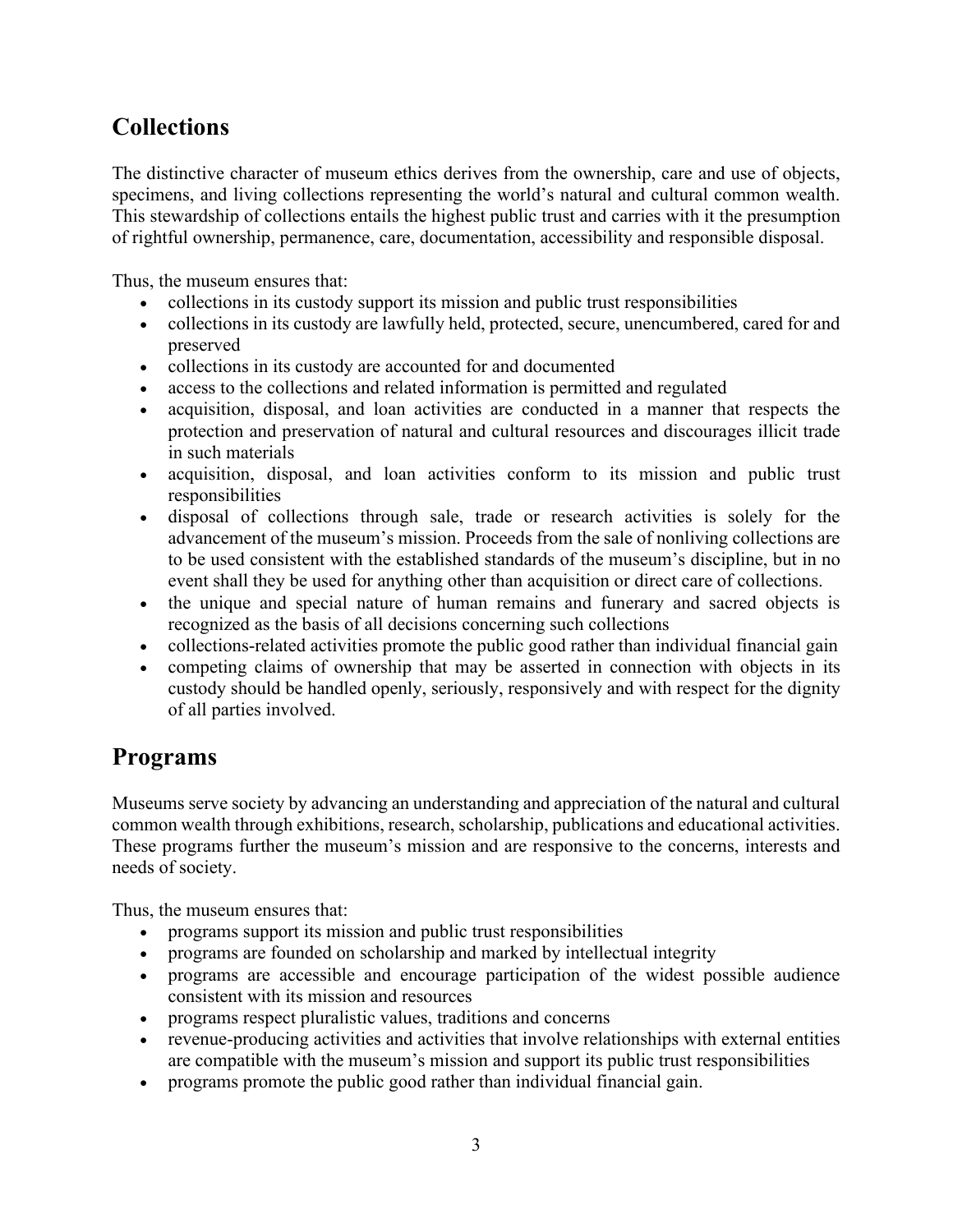## Collections

The distinctive character of museum ethics derives from the ownership, care and use of objects, specimens, and living collections representing the world's natural and cultural common wealth. This stewardship of collections entails the highest public trust and carries with it the presumption of rightful ownership, permanence, care, documentation, accessibility and responsible disposal.

Thus, the museum ensures that:

- collections in its custody support its mission and public trust responsibilities
- collections in its custody are lawfully held, protected, secure, unencumbered, cared for and preserved
- collections in its custody are accounted for and documented
- access to the collections and related information is permitted and regulated
- acquisition, disposal, and loan activities are conducted in a manner that respects the protection and preservation of natural and cultural resources and discourages illicit trade in such materials
- acquisition, disposal, and loan activities conform to its mission and public trust responsibilities
- disposal of collections through sale, trade or research activities is solely for the advancement of the museum's mission. Proceeds from the sale of nonliving collections are to be used consistent with the established standards of the museum's discipline, but in no event shall they be used for anything other than acquisition or direct care of collections.
- the unique and special nature of human remains and funerary and sacred objects is recognized as the basis of all decisions concerning such collections
- collections-related activities promote the public good rather than individual financial gain
- competing claims of ownership that may be asserted in connection with objects in its custody should be handled openly, seriously, responsively and with respect for the dignity of all parties involved.

## Programs

Museums serve society by advancing an understanding and appreciation of the natural and cultural common wealth through exhibitions, research, scholarship, publications and educational activities. These programs further the museum's mission and are responsive to the concerns, interests and needs of society.

Thus, the museum ensures that:

- programs support its mission and public trust responsibilities
- programs are founded on scholarship and marked by intellectual integrity
- programs are accessible and encourage participation of the widest possible audience consistent with its mission and resources
- programs respect pluralistic values, traditions and concerns
- revenue-producing activities and activities that involve relationships with external entities are compatible with the museum's mission and support its public trust responsibilities
- programs promote the public good rather than individual financial gain.